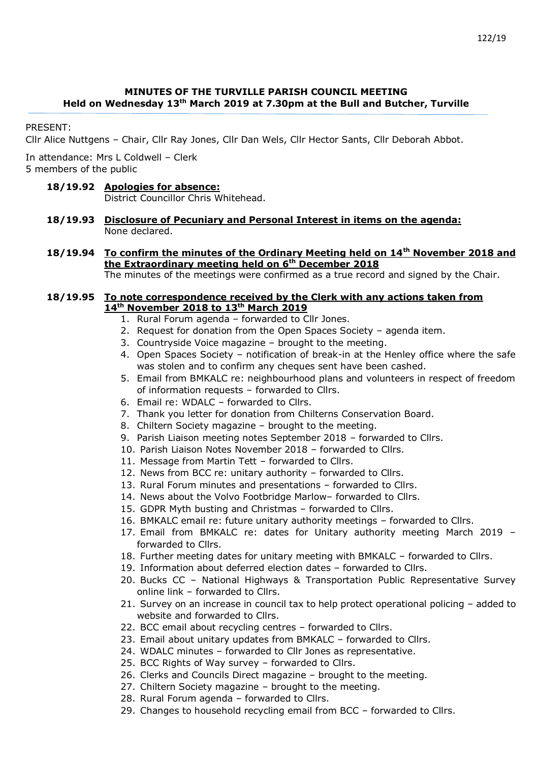## MINUTES OF THE TURVILLE PARISH COUNCIL MEETING
### Held on Wednesday 13th March 2019 at 7.30pm at the Bull and Butcher, Turville

PRESENT:
Cllr Alice Nuttgens – Chair, Cllr Ray Jones, Cllr Dan Wels, Cllr Hector Sants, Cllr Deborah Abbot.

In attendance: Mrs L Coldwell – Clerk
5 members of the public

**18/19.92 Apologies for absence:**
District Councillor Chris Whitehead.

**18/19.93 Disclosure of Pecuniary and Personal Interest in items on the agenda:**
None declared.

**18/19.94 To confirm the minutes of the Ordinary Meeting held on 14th November 2018 and the Extraordinary meeting held on 6th December 2018**
The minutes of the meetings were confirmed as a true record and signed by the Chair.

**18/19.95 To note correspondence received by the Clerk with any actions taken from 14th November 2018 to 13th March 2019**

1. Rural Forum agenda – forwarded to Cllr Jones.
2. Request for donation from the Open Spaces Society – agenda item.
3. Countryside Voice magazine – brought to the meeting.
4. Open Spaces Society – notification of break-in at the Henley office where the safe was stolen and to confirm any cheques sent have been cashed.
5. Email from BMKALC re: neighbourhood plans and volunteers in respect of freedom of information requests – forwarded to Cllrs.
6. Email re: WDALC – forwarded to Cllrs.
7. Thank you letter for donation from Chilterns Conservation Board.
8. Chiltern Society magazine – brought to the meeting.
9. Parish Liaison meeting notes September 2018 – forwarded to Cllrs.
10. Parish Liaison Notes November 2018 – forwarded to Cllrs.
11. Message from Martin Tett – forwarded to Cllrs.
12. News from BCC re: unitary authority – forwarded to Cllrs.
13. Rural Forum minutes and presentations – forwarded to Cllrs.
14. News about the Volvo Footbridge Marlow– forwarded to Cllrs.
15. GDPR Myth busting and Christmas – forwarded to Cllrs.
16. BMKALC email re: future unitary authority meetings – forwarded to Cllrs.
17. Email from BMKALC re: dates for Unitary authority meeting March 2019 – forwarded to Cllrs.
18. Further meeting dates for unitary meeting with BMKALC – forwarded to Cllrs.
19. Information about deferred election dates – forwarded to Cllrs.
20. Bucks CC – National Highways & Transportation Public Representative Survey online link – forwarded to Cllrs.
21. Survey on an increase in council tax to help protect operational policing – added to website and forwarded to Cllrs.
22. BCC email about recycling centres – forwarded to Cllrs.
23. Email about unitary updates from BMKALC – forwarded to Cllrs.
24. WDALC minutes – forwarded to Cllr Jones as representative.
25. BCC Rights of Way survey – forwarded to Cllrs.
26. Clerks and Councils Direct magazine – brought to the meeting.
27. Chiltern Society magazine – brought to the meeting.
28. Rural Forum agenda – forwarded to Cllrs.
29. Changes to household recycling email from BCC – forwarded to Cllrs.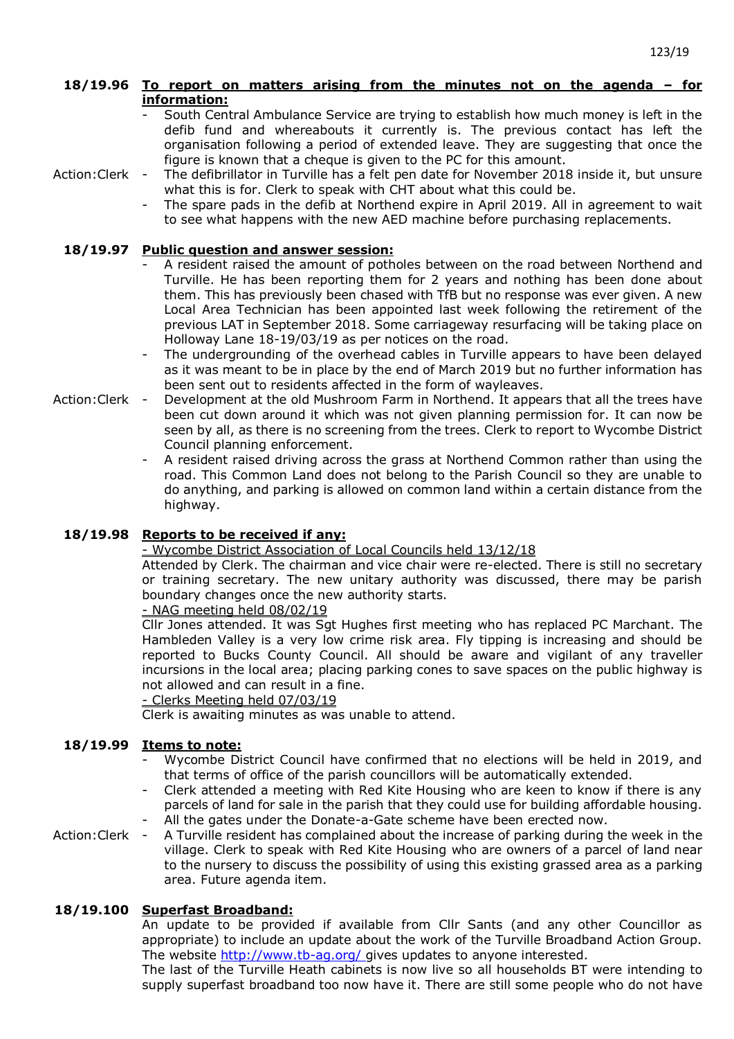**18/19.96 To report on matters arising from the minutes not on the agenda – for information:**

- South Central Ambulance Service are trying to establish how much money is left in the defib fund and whereabouts it currently is. The previous contact has left the organisation following a period of extended leave. They are suggesting that once the figure is known that a cheque is given to the PC for this amount.
- The defibrillator in Turville has a felt pen date for November 2018 inside it, but unsure what this is for. Clerk to speak with CHT about what this could be. (Action:Clerk)
- The spare pads in the defib at Northend expire in April 2019. All in agreement to wait to see what happens with the new AED machine before purchasing replacements.

**18/19.97 Public question and answer session:**

- A resident raised the amount of potholes between on the road between Northend and Turville. He has been reporting them for 2 years and nothing has been done about them. This has previously been chased with TfB but no response was ever given. A new Local Area Technician has been appointed last week following the retirement of the previous LAT in September 2018. Some carriageway resurfacing will be taking place on Holloway Lane 18-19/03/19 as per notices on the road.
- The undergrounding of the overhead cables in Turville appears to have been delayed as it was meant to be in place by the end of March 2019 but no further information has been sent out to residents affected in the form of wayleaves.
- Development at the old Mushroom Farm in Northend. It appears that all the trees have been cut down around it which was not given planning permission for. It can now be seen by all, as there is no screening from the trees. Clerk to report to Wycombe District Council planning enforcement. (Action:Clerk)
- A resident raised driving across the grass at Northend Common rather than using the road. This Common Land does not belong to the Parish Council so they are unable to do anything, and parking is allowed on common land within a certain distance from the highway.

**18/19.98 Reports to be received if any:**

- Wycombe District Association of Local Councils held 13/12/18

Attended by Clerk. The chairman and vice chair were re-elected. There is still no secretary or training secretary. The new unitary authority was discussed, there may be parish boundary changes once the new authority starts.

- NAG meeting held 08/02/19

Cllr Jones attended. It was Sgt Hughes first meeting who has replaced PC Marchant. The Hambleden Valley is a very low crime risk area. Fly tipping is increasing and should be reported to Bucks County Council. All should be aware and vigilant of any traveller incursions in the local area; placing parking cones to save spaces on the public highway is not allowed and can result in a fine.

- Clerks Meeting held 07/03/19

Clerk is awaiting minutes as was unable to attend.

**18/19.99 Items to note:**

- Wycombe District Council have confirmed that no elections will be held in 2019, and that terms of office of the parish councillors will be automatically extended.
- Clerk attended a meeting with Red Kite Housing who are keen to know if there is any parcels of land for sale in the parish that they could use for building affordable housing.
- All the gates under the Donate-a-Gate scheme have been erected now.
- A Turville resident has complained about the increase of parking during the week in the village. Clerk to speak with Red Kite Housing who are owners of a parcel of land near to the nursery to discuss the possibility of using this existing grassed area as a parking area. Future agenda item. (Action:Clerk)

**18/19.100 Superfast Broadband:**

An update to be provided if available from Cllr Sants (and any other Councillor as appropriate) to include an update about the work of the Turville Broadband Action Group. The website http://www.tb-ag.org/ gives updates to anyone interested.

The last of the Turville Heath cabinets is now live so all households BT were intending to supply superfast broadband too now have it. There are still some people who do not have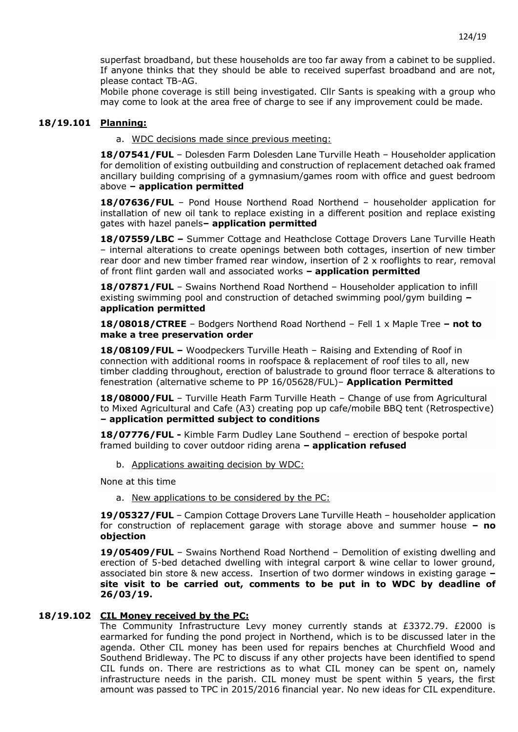superfast broadband, but these households are too far away from a cabinet to be supplied. If anyone thinks that they should be able to received superfast broadband and are not, please contact TB-AG.

Mobile phone coverage is still being investigated. Cllr Sants is speaking with a group who may come to look at the area free of charge to see if any improvement could be made.

**18/19.101 Planning:**

a. WDC decisions made since previous meeting:

**18/07541/FUL** – Dolesden Farm Dolesden Lane Turville Heath – Householder application for demolition of existing outbuilding and construction of replacement detached oak framed ancillary building comprising of a gymnasium/games room with office and guest bedroom above **– application permitted**

**18/07636/FUL** – Pond House Northend Road Northend – householder application for installation of new oil tank to replace existing in a different position and replace existing gates with hazel panels**– application permitted**

**18/07559/LBC –** Summer Cottage and Heathclose Cottage Drovers Lane Turville Heath – internal alterations to create openings between both cottages, insertion of new timber rear door and new timber framed rear window, insertion of 2 x rooflights to rear, removal of front flint garden wall and associated works **– application permitted**

**18/07871/FUL** – Swains Northend Road Northend – Householder application to infill existing swimming pool and construction of detached swimming pool/gym building **– application permitted**

**18/08018/CTREE** – Bodgers Northend Road Northend – Fell 1 x Maple Tree **– not to make a tree preservation order**

**18/08109/FUL –** Woodpeckers Turville Heath – Raising and Extending of Roof in connection with additional rooms in roofspace & replacement of roof tiles to all, new timber cladding throughout, erection of balustrade to ground floor terrace & alterations to fenestration (alternative scheme to PP 16/05628/FUL)– **Application Permitted**

**18/08000/FUL** – Turville Heath Farm Turville Heath – Change of use from Agricultural to Mixed Agricultural and Cafe (A3) creating pop up cafe/mobile BBQ tent (Retrospective) **– application permitted subject to conditions**

**18/07776/FUL -** Kimble Farm Dudley Lane Southend – erection of bespoke portal framed building to cover outdoor riding arena **– application refused**

b. Applications awaiting decision by WDC:

None at this time

a. New applications to be considered by the PC:

**19/05327/FUL** – Campion Cottage Drovers Lane Turville Heath – householder application for construction of replacement garage with storage above and summer house **– no objection**

**19/05409/FUL** – Swains Northend Road Northend – Demolition of existing dwelling and erection of 5-bed detached dwelling with integral carport & wine cellar to lower ground, associated bin store & new access. Insertion of two dormer windows in existing garage **– site visit to be carried out, comments to be put in to WDC by deadline of 26/03/19.**

**18/19.102 CIL Money received by the PC:**

The Community Infrastructure Levy money currently stands at £3372.79. £2000 is earmarked for funding the pond project in Northend, which is to be discussed later in the agenda. Other CIL money has been used for repairs benches at Churchfield Wood and Southend Bridleway. The PC to discuss if any other projects have been identified to spend CIL funds on. There are restrictions as to what CIL money can be spent on, namely infrastructure needs in the parish. CIL money must be spent within 5 years, the first amount was passed to TPC in 2015/2016 financial year. No new ideas for CIL expenditure.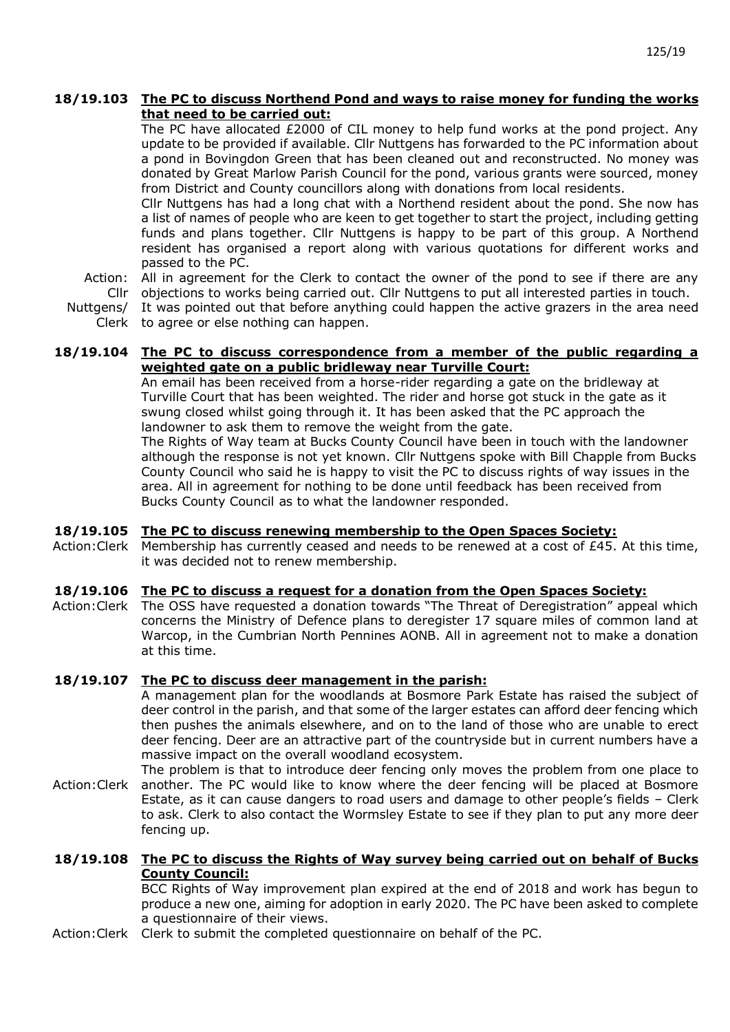**18/19.103 The PC to discuss Northend Pond and ways to raise money for funding the works that need to be carried out:**

The PC have allocated £2000 of CIL money to help fund works at the pond project. Any update to be provided if available. Cllr Nuttgens has forwarded to the PC information about a pond in Bovingdon Green that has been cleaned out and reconstructed. No money was donated by Great Marlow Parish Council for the pond, various grants were sourced, money from District and County councillors along with donations from local residents.

Cllr Nuttgens has had a long chat with a Northend resident about the pond. She now has a list of names of people who are keen to get together to start the project, including getting funds and plans together. Cllr Nuttgens is happy to be part of this group. A Northend resident has organised a report along with various quotations for different works and passed to the PC.

Action: Cllr Nuttgens/ Clerk — All in agreement for the Clerk to contact the owner of the pond to see if there are any objections to works being carried out. Cllr Nuttgens to put all interested parties in touch. It was pointed out that before anything could happen the active grazers in the area need to agree or else nothing can happen.

**18/19.104 The PC to discuss correspondence from a member of the public regarding a weighted gate on a public bridleway near Turville Court:**

An email has been received from a horse-rider regarding a gate on the bridleway at Turville Court that has been weighted. The rider and horse got stuck in the gate as it swung closed whilst going through it. It has been asked that the PC approach the landowner to ask them to remove the weight from the gate.

The Rights of Way team at Bucks County Council have been in touch with the landowner although the response is not yet known. Cllr Nuttgens spoke with Bill Chapple from Bucks County Council who said he is happy to visit the PC to discuss rights of way issues in the area. All in agreement for nothing to be done until feedback has been received from Bucks County Council as to what the landowner responded.

**18/19.105 The PC to discuss renewing membership to the Open Spaces Society:**

Action: Clerk — Membership has currently ceased and needs to be renewed at a cost of £45. At this time, it was decided not to renew membership.

**18/19.106 The PC to discuss a request for a donation from the Open Spaces Society:**

Action: Clerk — The OSS have requested a donation towards "The Threat of Deregistration" appeal which concerns the Ministry of Defence plans to deregister 17 square miles of common land at Warcop, in the Cumbrian North Pennines AONB. All in agreement not to make a donation at this time.

**18/19.107 The PC to discuss deer management in the parish:**

A management plan for the woodlands at Bosmore Park Estate has raised the subject of deer control in the parish, and that some of the larger estates can afford deer fencing which then pushes the animals elsewhere, and on to the land of those who are unable to erect deer fencing. Deer are an attractive part of the countryside but in current numbers have a massive impact on the overall woodland ecosystem.

Action: Clerk — The problem is that to introduce deer fencing only moves the problem from one place to another. The PC would like to know where the deer fencing will be placed at Bosmore Estate, as it can cause dangers to road users and damage to other people's fields – Clerk to ask. Clerk to also contact the Wormsley Estate to see if they plan to put any more deer fencing up.

**18/19.108 The PC to discuss the Rights of Way survey being carried out on behalf of Bucks County Council:**

BCC Rights of Way improvement plan expired at the end of 2018 and work has begun to produce a new one, aiming for adoption in early 2020. The PC have been asked to complete a questionnaire of their views.

Action: Clerk — Clerk to submit the completed questionnaire on behalf of the PC.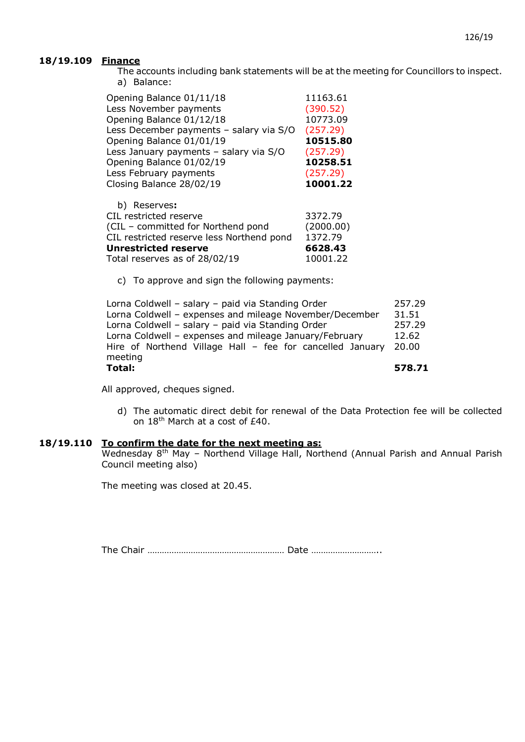**18/19.109 Finance**

The accounts including bank statements will be at the meeting for Councillors to inspect.

a) Balance:

| | |
|---|---|
| Opening Balance 01/11/18 | 11163.61 |
| Less November payments | (390.52) |
| Opening Balance 01/12/18 | 10773.09 |
| Less December payments – salary via S/O | (257.29) |
| Opening Balance 01/01/19 | **10515.80** |
| Less January payments – salary via S/O | (257.29) |
| Opening Balance 01/02/19 | **10258.51** |
| Less February payments | (257.29) |
| Closing Balance 28/02/19 | **10001.22** |

b) Reserves**:**

| | |
|---|---|
| CIL restricted reserve | 3372.79 |
| (CIL – committed for Northend pond | (2000.00) |
| CIL restricted reserve less Northend pond | 1372.79 |
| **Unrestricted reserve** | **6628.43** |
| Total reserves as of 28/02/19 | 10001.22 |

c) To approve and sign the following payments:

| | |
|---|---|
| Lorna Coldwell – salary – paid via Standing Order | 257.29 |
| Lorna Coldwell – expenses and mileage November/December | 31.51 |
| Lorna Coldwell – salary – paid via Standing Order | 257.29 |
| Lorna Coldwell – expenses and mileage January/February | 12.62 |
| Hire of Northend Village Hall – fee for cancelled January meeting | 20.00 |
| **Total:** | **578.71** |

All approved, cheques signed.

d) The automatic direct debit for renewal of the Data Protection fee will be collected on 18th March at a cost of £40.

**18/19.110 To confirm the date for the next meeting as:**

Wednesday 8th May – Northend Village Hall, Northend (Annual Parish and Annual Parish Council meeting also)

The meeting was closed at 20.45.

The Chair ………………………………………………… Date ………………………..